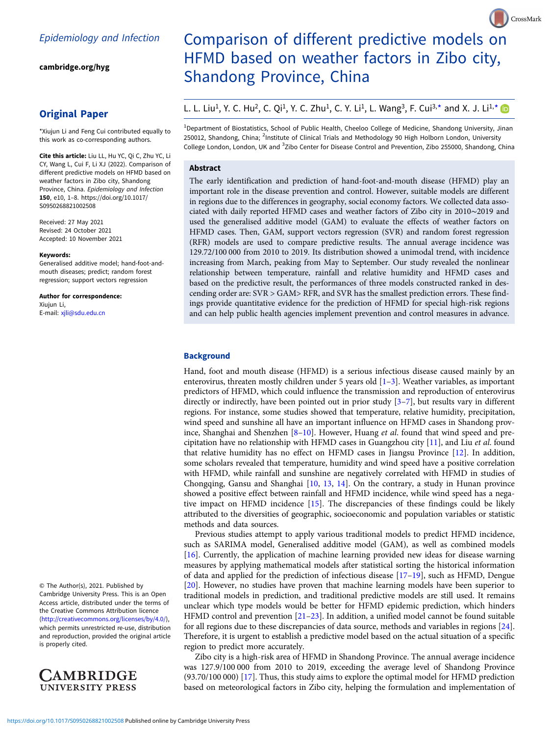Epidemiology and Infection

cambridge.org/hyg

## Original Paper

*Xiujun Li and Feng Cui contributed equally to this work as co-corresponding authors.

**Cite this article:** Liu LL, Hu YC, Qi C, Zhu YC, Li CY, Wang L, Cui F, Li XJ (2022). Comparison of different predictive models on HFMD based on weather factors in Zibo city, Shandong Province, China. *Epidemiology and Infection* **150**, e10, 1–8. https://doi.org/10.1017/S0950268821002508

Received: 27 May 2021
Revised: 24 October 2021
Accepted: 10 November 2021

**Keywords:**
Generalised additive model; hand-foot-and-mouth diseases; predict; random forest regression; support vectors regression

**Author for correspondence:**
Xiujun Li,
E-mail: xjli@sdu.edu.cn

© The Author(s), 2021. Published by Cambridge University Press. This is an Open Access article, distributed under the terms of the Creative Commons Attribution licence (http://creativecommons.org/licenses/by/4.0/), which permits unrestricted re-use, distribution and reproduction, provided the original article is properly cited.

# Comparison of different predictive models on HFMD based on weather factors in Zibo city, Shandong Province, China

L. L. Liu[1], Y. C. Hu[2], C. Qi[1], Y. C. Zhu[1], C. Y. Li[1], L. Wang[3], F. Cui[3,*] and X. J. Li[1,*]

[1]Department of Biostatistics, School of Public Health, Cheeloo College of Medicine, Shandong University, Jinan 250012, Shandong, China; [2]Institute of Clinical Trials and Methodology 90 High Holborn London, University College London, London, UK and [3]Zibo Center for Disease Control and Prevention, Zibo 255000, Shandong, China

## Abstract

The early identification and prediction of hand-foot-and-mouth disease (HFMD) play an important role in the disease prevention and control. However, suitable models are different in regions due to the differences in geography, social economy factors. We collected data associated with daily reported HFMD cases and weather factors of Zibo city in 2010~2019 and used the generalised additive model (GAM) to evaluate the effects of weather factors on HFMD cases. Then, GAM, support vectors regression (SVR) and random forest regression (RFR) models are used to compare predictive results. The annual average incidence was 129.72/100 000 from 2010 to 2019. Its distribution showed a unimodal trend, with incidence increasing from March, peaking from May to September. Our study revealed the nonlinear relationship between temperature, rainfall and relative humidity and HFMD cases and based on the predictive result, the performances of three models constructed ranked in descending order are: SVR > GAM> RFR, and SVR has the smallest prediction errors. These findings provide quantitative evidence for the prediction of HFMD for special high-risk regions and can help public health agencies implement prevention and control measures in advance.

## Background

Hand, foot and mouth disease (HFMD) is a serious infectious disease caused mainly by an enterovirus, threaten mostly children under 5 years old [1–3]. Weather variables, as important predictors of HFMD, which could influence the transmission and reproduction of enterovirus directly or indirectly, have been pointed out in prior study [3–7], but results vary in different regions. For instance, some studies showed that temperature, relative humidity, precipitation, wind speed and sunshine all have an important influence on HFMD cases in Shandong province, Shanghai and Shenzhen [8–10]. However, Huang *et al*. found that wind speed and precipitation have no relationship with HFMD cases in Guangzhou city [11], and Liu *et al*. found that relative humidity has no effect on HFMD cases in Jiangsu Province [12]. In addition, some scholars revealed that temperature, humidity and wind speed have a positive correlation with HFMD, while rainfall and sunshine are negatively correlated with HFMD in studies of Chongqing, Gansu and Shanghai [10, 13, 14]. On the contrary, a study in Hunan province showed a positive effect between rainfall and HFMD incidence, while wind speed has a negative impact on HFMD incidence [15]. The discrepancies of these findings could be likely attributed to the diversities of geographic, socioeconomic and population variables or statistic methods and data sources.

Previous studies attempt to apply various traditional models to predict HFMD incidence, such as SARIMA model, Generalised additive model (GAM), as well as combined models [16]. Currently, the application of machine learning provided new ideas for disease warning measures by applying mathematical models after statistical sorting the historical information of data and applied for the prediction of infectious disease [17–19], such as HFMD, Dengue [20]. However, no studies have proven that machine learning models have been superior to traditional models in prediction, and traditional predictive models are still used. It remains unclear which type models would be better for HFMD epidemic prediction, which hinders HFMD control and prevention [21–23]. In addition, a unified model cannot be found suitable for all regions due to these discrepancies of data source, methods and variables in regions [24]. Therefore, it is urgent to establish a predictive model based on the actual situation of a specific region to predict more accurately.

Zibo city is a high-risk area of HFMD in Shandong Province. The annual average incidence was 127.9/100 000 from 2010 to 2019, exceeding the average level of Shandong Province (93.70/100 000) [17]. Thus, this study aims to explore the optimal model for HFMD prediction based on meteorological factors in Zibo city, helping the formulation and implementation of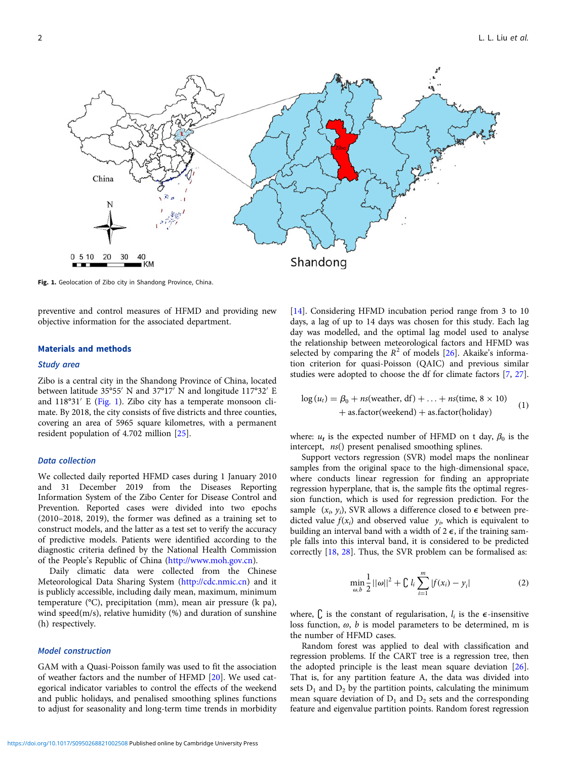Fig. 1. Geolocation of Zibo city in Shandong Province, China.

preventive and control measures of HFMD and providing new objective information for the associated department.

## Materials and methods

### Study area

Zibo is a central city in the Shandong Province of China, located between latitude 35°55′ N and 37°17′ N and longitude 117°32′ E and 118°31′ E (Fig. 1). Zibo city has a temperate monsoon climate. By 2018, the city consists of five districts and three counties, covering an area of 5965 square kilometres, with a permanent resident population of 4.702 million [25].

### Data collection

We collected daily reported HFMD cases during 1 January 2010 and 31 December 2019 from the Diseases Reporting Information System of the Zibo Center for Disease Control and Prevention. Reported cases were divided into two epochs (2010–2018, 2019), the former was defined as a training set to construct models, and the latter as a test set to verify the accuracy of predictive models. Patients were identified according to the diagnostic criteria defined by the National Health Commission of the People's Republic of China (http://www.moh.gov.cn).

Daily climatic data were collected from the Chinese Meteorological Data Sharing System (http://cdc.nmic.cn) and it is publicly accessible, including daily mean, maximum, minimum temperature (°C), precipitation (mm), mean air pressure (k pa), wind speed(m/s), relative humidity (%) and duration of sunshine (h) respectively.

### Model construction

GAM with a Quasi-Poisson family was used to fit the association of weather factors and the number of HFMD [20]. We used categorical indicator variables to control the effects of the weekend and public holidays, and penalised smoothing splines functions to adjust for seasonality and long-term time trends in morbidity [14]. Considering HFMD incubation period range from 3 to 10 days, a lag of up to 14 days was chosen for this study. Each lag day was modelled, and the optimal lag model used to analyse the relationship between meteorological factors and HFMD was selected by comparing the $R^2$ of models [26]. Akaike's information criterion for quasi-Poisson (QAIC) and previous similar studies were adopted to choose the df for climate factors [7, 27].

$$\log(u_t) = \beta_0 + ns(\text{weather, df}) + \ldots + ns(\text{time}, 8 \times 10) + \text{as.factor(weekend)} + \text{as.factor(holiday)} \quad (1)$$

where: $u_t$ is the expected number of HFMD on t day, $\beta_0$ is the intercept, $ns()$ present penalised smoothing splines.

Support vectors regression (SVR) model maps the nonlinear samples from the original space to the high-dimensional space, where conducts linear regression for finding an appropriate regression hyperplane, that is, the sample fits the optimal regression function, which is used for regression prediction. For the sample $(x_i, y_i)$, SVR allows a difference closed to $\epsilon$ between predicted value $f(x_i)$ and observed value $y_i$, which is equivalent to building an interval band with a width of $2\epsilon$, if the training sample falls into this interval band, it is considered to be predicted correctly [18, 28]. Thus, the SVR problem can be formalised as:

$$\min_{\omega, b} \frac{1}{2}||\omega||^2 + C\, l_i \sum_{i=1}^{m} |f(x_i) - y_i| \quad (2)$$

where, $C$ is the constant of regularisation, $l_i$ is the $\epsilon$-insensitive loss function, $\omega$, $b$ is model parameters to be determined, m is the number of HFMD cases.

Random forest was applied to deal with classification and regression problems. If the CART tree is a regression tree, then the adopted principle is the least mean square deviation [26]. That is, for any partition feature A, the data was divided into sets $D_1$ and $D_2$ by the partition points, calculating the minimum mean square deviation of $D_1$ and $D_2$ sets and the corresponding feature and eigenvalue partition points. Random forest regression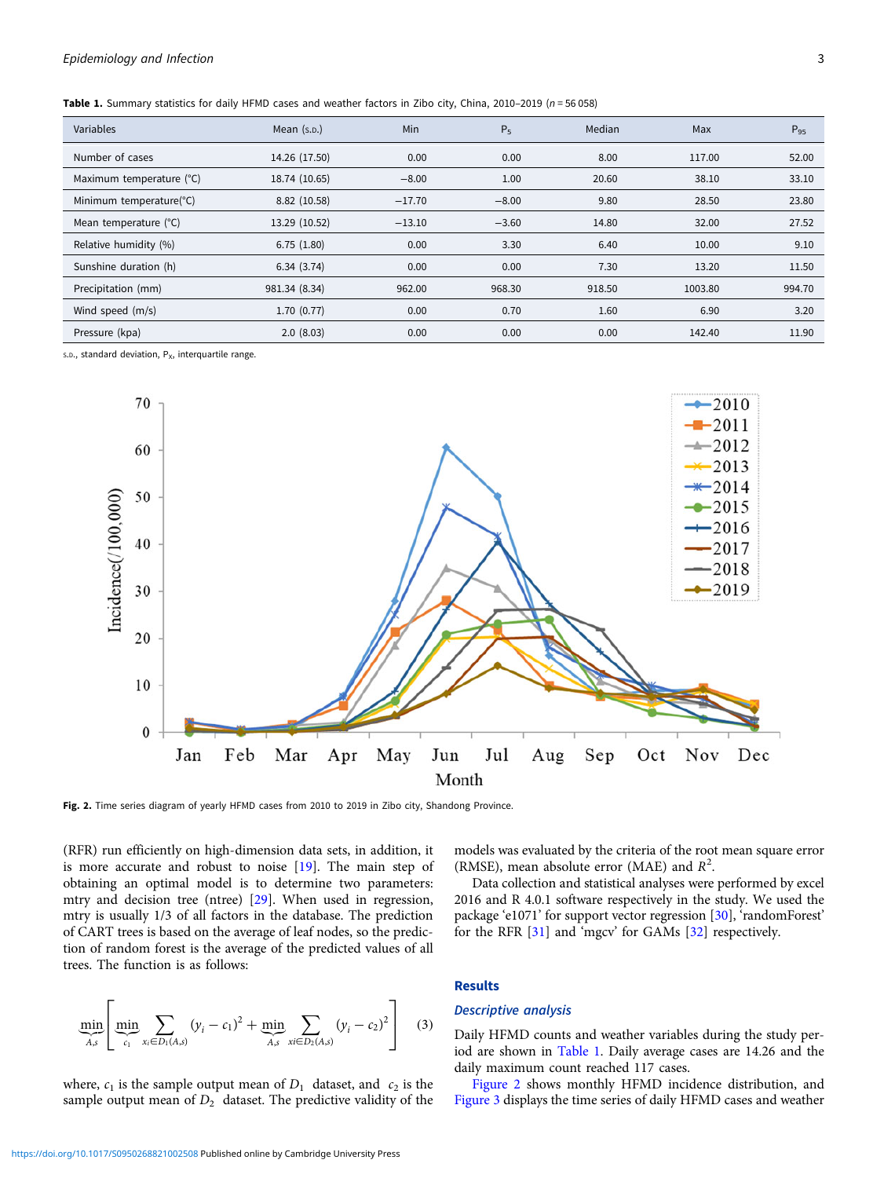**Table 1.** Summary statistics for daily HFMD cases and weather factors in Zibo city, China, 2010–2019 ($n$ = 56 058)

| Variables | Mean (S.D.) | Min | $P_5$ | Median | Max | $P_{95}$ |
|---|---|---|---|---|---|---|
| Number of cases | 14.26 (17.50) | 0.00 | 0.00 | 8.00 | 117.00 | 52.00 |
| Maximum temperature (°C) | 18.74 (10.65) | −8.00 | 1.00 | 20.60 | 38.10 | 33.10 |
| Minimum temperature(°C) | 8.82 (10.58) | −17.70 | −8.00 | 9.80 | 28.50 | 23.80 |
| Mean temperature (°C) | 13.29 (10.52) | −13.10 | −3.60 | 14.80 | 32.00 | 27.52 |
| Relative humidity (%) | 6.75 (1.80) | 0.00 | 3.30 | 6.40 | 10.00 | 9.10 |
| Sunshine duration (h) | 6.34 (3.74) | 0.00 | 0.00 | 7.30 | 13.20 | 11.50 |
| Precipitation (mm) | 981.34 (8.34) | 962.00 | 968.30 | 918.50 | 1003.80 | 994.70 |
| Wind speed (m/s) | 1.70 (0.77) | 0.00 | 0.70 | 1.60 | 6.90 | 3.20 |
| Pressure (kpa) | 2.0 (8.03) | 0.00 | 0.00 | 0.00 | 142.40 | 11.90 |

S.D., standard deviation, $P_X$, interquartile range.

**Fig. 2.** Time series diagram of yearly HFMD cases from 2010 to 2019 in Zibo city, Shandong Province.

(RFR) run efficiently on high-dimension data sets, in addition, it is more accurate and robust to noise [19]. The main step of obtaining an optimal model is to determine two parameters: mtry and decision tree (ntree) [29]. When used in regression, mtry is usually 1/3 of all factors in the database. The prediction of CART trees is based on the average of leaf nodes, so the prediction of random forest is the average of the predicted values of all trees. The function is as follows:

$$\min_{A,s}\left[\min_{c_1}\sum_{x_i\in D_1(A,s)}(y_i-c_1)^2+\min_{A,s}\sum_{xi\in D_2(A,s)}(y_i-c_2)^2\right] \quad (3)$$

where, $c_1$ is the sample output mean of $D_1$ dataset, and $c_2$ is the sample output mean of $D_2$ dataset. The predictive validity of the models was evaluated by the criteria of the root mean square error (RMSE), mean absolute error (MAE) and $R^2$.

Data collection and statistical analyses were performed by excel 2016 and R 4.0.1 software respectively in the study. We used the package 'e1071' for support vector regression [30], 'randomForest' for the RFR [31] and 'mgcv' for GAMs [32] respectively.

## Results

### *Descriptive analysis*

Daily HFMD counts and weather variables during the study period are shown in Table 1. Daily average cases are 14.26 and the daily maximum count reached 117 cases.

Figure 2 shows monthly HFMD incidence distribution, and Figure 3 displays the time series of daily HFMD cases and weather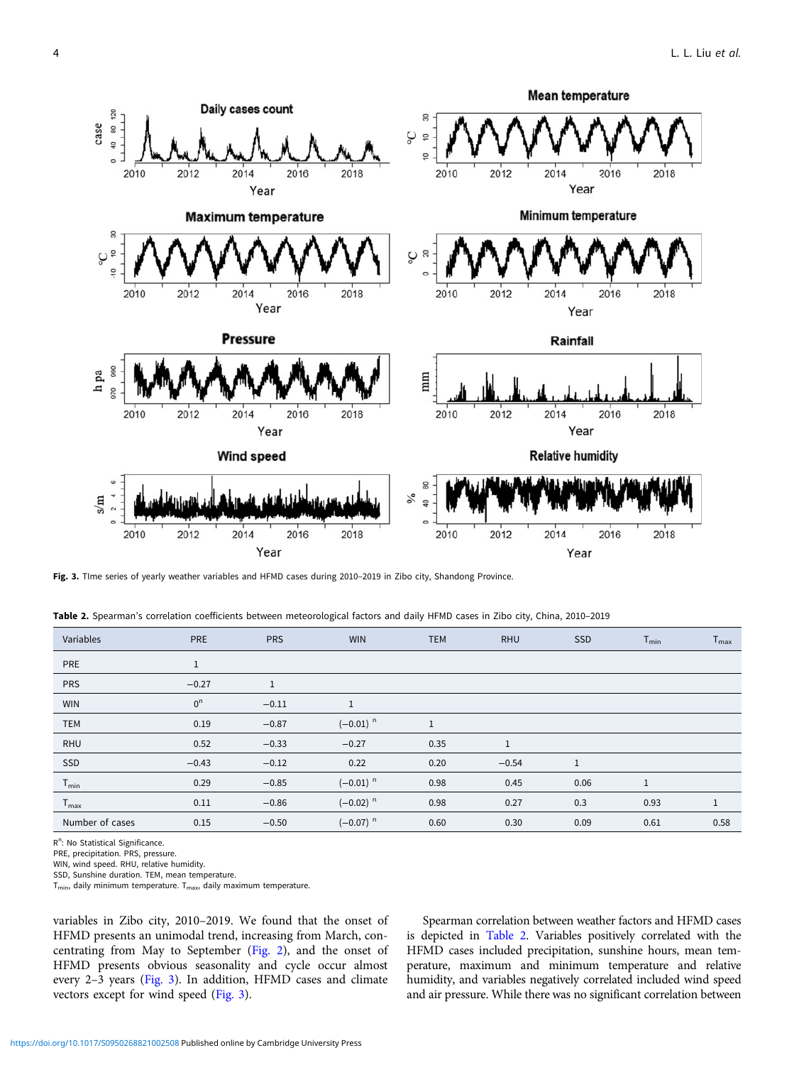**Fig. 3.** TIme series of yearly weather variables and HFMD cases during 2010–2019 in Zibo city, Shandong Province.

**Table 2.** Spearman's correlation coefficients between meteorological factors and daily HFMD cases in Zibo city, China, 2010–2019

| Variables | PRE | PRS | WIN | TEM | RHU | SSD | $T_{min}$ | $T_{max}$ |
|---|---|---|---|---|---|---|---|---|
| PRE | 1 | | | | | | | |
| PRS | −0.27 | 1 | | | | | | |
| WIN | $0^n$ | −0.11 | 1 | | | | | |
| TEM | 0.19 | −0.87 | $(-0.01)^n$ | 1 | | | | |
| RHU | 0.52 | −0.33 | −0.27 | 0.35 | 1 | | | |
| SSD | −0.43 | −0.12 | 0.22 | 0.20 | −0.54 | 1 | | |
| $T_{min}$ | 0.29 | −0.85 | $(-0.01)^n$ | 0.98 | 0.45 | 0.06 | 1 | |
| $T_{max}$ | 0.11 | −0.86 | $(-0.02)^n$ | 0.98 | 0.27 | 0.3 | 0.93 | 1 |
| Number of cases | 0.15 | −0.50 | $(-0.07)^n$ | 0.60 | 0.30 | 0.09 | 0.61 | 0.58 |

$R^n$: No Statistical Significance.
PRE, precipitation. PRS, pressure.
WIN, wind speed. RHU, relative humidity.
SSD, Sunshine duration. TEM, mean temperature.
$T_{min}$, daily minimum temperature. $T_{max}$, daily maximum temperature.

variables in Zibo city, 2010–2019. We found that the onset of HFMD presents an unimodal trend, increasing from March, concentrating from May to September (Fig. 2), and the onset of HFMD presents obvious seasonality and cycle occur almost every 2–3 years (Fig. 3). In addition, HFMD cases and climate vectors except for wind speed (Fig. 3).

Spearman correlation between weather factors and HFMD cases is depicted in Table 2. Variables positively correlated with the HFMD cases included precipitation, sunshine hours, mean temperature, maximum and minimum temperature and relative humidity, and variables negatively correlated included wind speed and air pressure. While there was no significant correlation between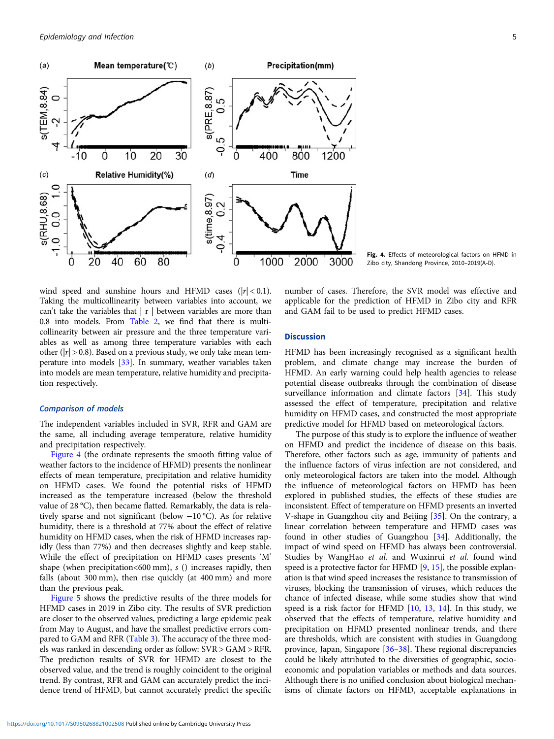Fig. 4. Effects of meteorological factors on HFMD in Zibo city, Shandong Province, 2010–2019(A-D).

wind speed and sunshine hours and HFMD cases ($|r| < 0.1$). Taking the multicollinearity between variables into account, we can't take the variables that | r | between variables are more than 0.8 into models. From Table 2, we find that there is multicollinearity between air pressure and the three temperature variables as well as among three temperature variables with each other ($|r| > 0.8$). Based on a previous study, we only take mean temperature into models [33]. In summary, weather variables taken into models are mean temperature, relative humidity and precipitation respectively.

### Comparison of models

The independent variables included in SVR, RFR and GAM are the same, all including average temperature, relative humidity and precipitation respectively.

Figure 4 (the ordinate represents the smooth fitting value of weather factors to the incidence of HFMD) presents the nonlinear effects of mean temperature, precipitation and relative humidity on HFMD cases. We found the potential risks of HFMD increased as the temperature increased (below the threshold value of 28 °C), then became flatted. Remarkably, the data is relatively sparse and not significant (below −10 °C). As for relative humidity, there is a threshold at 77% about the effect of relative humidity on HFMD cases, when the risk of HFMD increases rapidly (less than 77%) and then decreases slightly and keep stable. While the effect of precipitation on HFMD cases presents 'M' shape (when precipitation<600 mm), *s* () increases rapidly, then falls (about 300 mm), then rise quickly (at 400 mm) and more than the previous peak.

Figure 5 shows the predictive results of the three models for HFMD cases in 2019 in Zibo city. The results of SVR prediction are closer to the observed values, predicting a large epidemic peak from May to August, and have the smallest predictive errors compared to GAM and RFR (Table 3). The accuracy of the three models was ranked in descending order as follow: SVR > GAM > RFR. The prediction results of SVR for HFMD are closest to the observed value, and the trend is roughly coincident to the original trend. By contrast, RFR and GAM can accurately predict the incidence trend of HFMD, but cannot accurately predict the specific number of cases. Therefore, the SVR model was effective and applicable for the prediction of HFMD in Zibo city and RFR and GAM fail to be used to predict HFMD cases.

## Discussion

HFMD has been increasingly recognised as a significant health problem, and climate change may increase the burden of HFMD. An early warning could help health agencies to release potential disease outbreaks through the combination of disease surveillance information and climate factors [34]. This study assessed the effect of temperature, precipitation and relative humidity on HFMD cases, and constructed the most appropriate predictive model for HFMD based on meteorological factors.

The purpose of this study is to explore the influence of weather on HFMD and predict the incidence of disease on this basis. Therefore, other factors such as age, immunity of patients and the influence factors of virus infection are not considered, and only meteorological factors are taken into the model. Although the influence of meteorological factors on HFMD has been explored in published studies, the effects of these studies are inconsistent. Effect of temperature on HFMD presents an inverted V-shape in Guangzhou city and Beijing [35]. On the contrary, a linear correlation between temperature and HFMD cases was found in other studies of Guangzhou [34]. Additionally, the impact of wind speed on HFMD has always been controversial. Studies by WangHao *et al.* and Wuxinrui *et al.* found wind speed is a protective factor for HFMD [9, 15], the possible explanation is that wind speed increases the resistance to transmission of viruses, blocking the transmission of viruses, which reduces the chance of infected disease, while some studies show that wind speed is a risk factor for HFMD [10, 13, 14]. In this study, we observed that the effects of temperature, relative humidity and precipitation on HFMD presented nonlinear trends, and there are thresholds, which are consistent with studies in Guangdong province, Japan, Singapore [36–38]. These regional discrepancies could be likely attributed to the diversities of geographic, socio-economic and population variables or methods and data sources. Although there is no unified conclusion about biological mechanisms of climate factors on HFMD, acceptable explanations in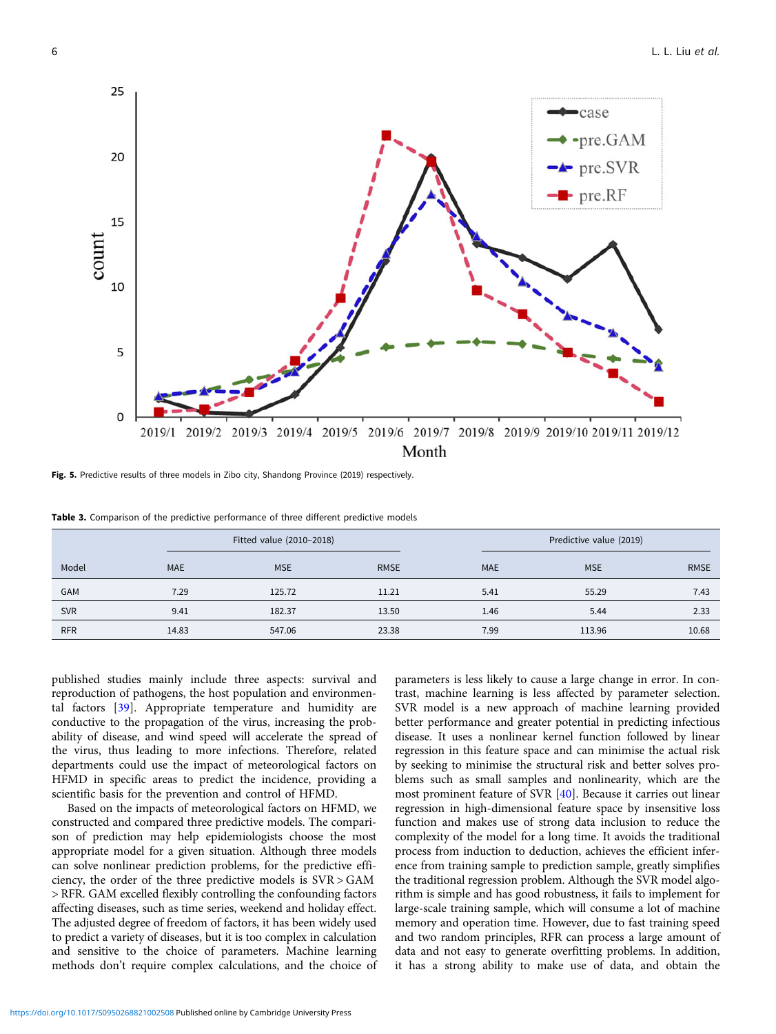Fig. 5. Predictive results of three models in Zibo city, Shandong Province (2019) respectively.

Table 3. Comparison of the predictive performance of three different predictive models

| Model | Fitted value (2010–2018) | | | Predictive value (2019) | | |
|---|---|---|---|---|---|---|
| | MAE | MSE | RMSE | MAE | MSE | RMSE |
| GAM | 7.29 | 125.72 | 11.21 | 5.41 | 55.29 | 7.43 |
| SVR | 9.41 | 182.37 | 13.50 | 1.46 | 5.44 | 2.33 |
| RFR | 14.83 | 547.06 | 23.38 | 7.99 | 113.96 | 10.68 |

published studies mainly include three aspects: survival and reproduction of pathogens, the host population and environmental factors [39]. Appropriate temperature and humidity are conducive to the propagation of the virus, increasing the probability of disease, and wind speed will accelerate the spread of the virus, thus leading to more infections. Therefore, related departments could use the impact of meteorological factors on HFMD in specific areas to predict the incidence, providing a scientific basis for the prevention and control of HFMD.

Based on the impacts of meteorological factors on HFMD, we constructed and compared three predictive models. The comparison of prediction may help epidemiologists choose the most appropriate model for a given situation. Although three models can solve nonlinear prediction problems, for the predictive efficiency, the order of the three predictive models is SVR > GAM > RFR. GAM excelled flexibly controlling the confounding factors affecting diseases, such as time series, weekend and holiday effect. The adjusted degree of freedom of factors, it has been widely used to predict a variety of diseases, but it is too complex in calculation and sensitive to the choice of parameters. Machine learning methods don't require complex calculations, and the choice of parameters is less likely to cause a large change in error. In contrast, machine learning is less affected by parameter selection. SVR model is a new approach of machine learning provided better performance and greater potential in predicting infectious disease. It uses a nonlinear kernel function followed by linear regression in this feature space and can minimise the actual risk by seeking to minimise the structural risk and better solves problems such as small samples and nonlinearity, which are the most prominent feature of SVR [40]. Because it carries out linear regression in high-dimensional feature space by insensitive loss function and makes use of strong data inclusion to reduce the complexity of the model for a long time. It avoids the traditional process from induction to deduction, achieves the efficient inference from training sample to prediction sample, greatly simplifies the traditional regression problem. Although the SVR model algorithm is simple and has good robustness, it fails to implement for large-scale training sample, which will consume a lot of machine memory and operation time. However, due to fast training speed and two random principles, RFR can process a large amount of data and not easy to generate overfitting problems. In addition, it has a strong ability to make use of data, and obtain the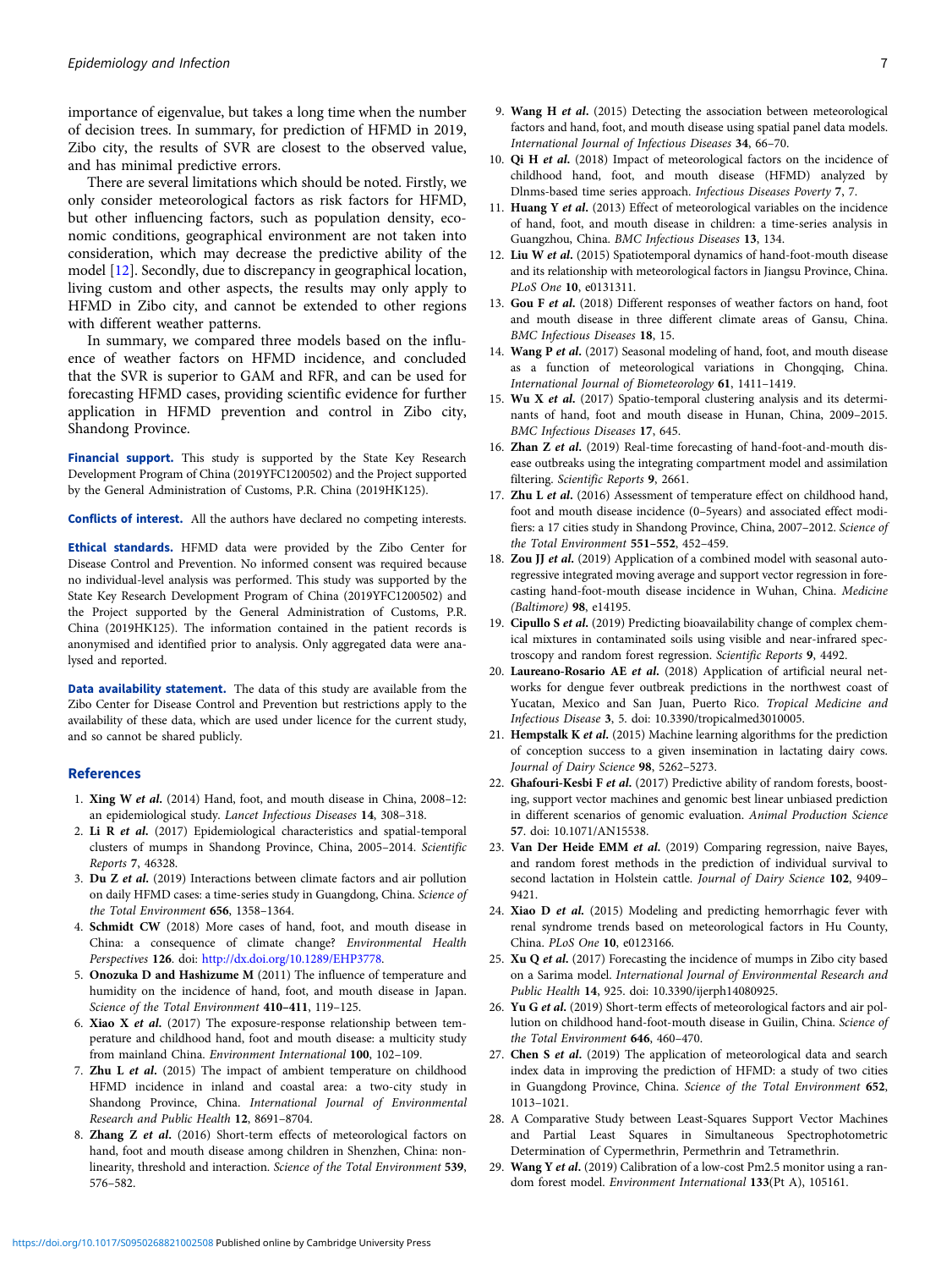importance of eigenvalue, but takes a long time when the number of decision trees. In summary, for prediction of HFMD in 2019, Zibo city, the results of SVR are closest to the observed value, and has minimal predictive errors.

There are several limitations which should be noted. Firstly, we only consider meteorological factors as risk factors for HFMD, but other influencing factors, such as population density, economic conditions, geographical environment are not taken into consideration, which may decrease the predictive ability of the model [12]. Secondly, due to discrepancy in geographical location, living custom and other aspects, the results may only apply to HFMD in Zibo city, and cannot be extended to other regions with different weather patterns.

In summary, we compared three models based on the influence of weather factors on HFMD incidence, and concluded that the SVR is superior to GAM and RFR, and can be used for forecasting HFMD cases, providing scientific evidence for further application in HFMD prevention and control in Zibo city, Shandong Province.

**Financial support.** This study is supported by the State Key Research Development Program of China (2019YFC1200502) and the Project supported by the General Administration of Customs, P.R. China (2019HK125).

**Conflicts of interest.** All the authors have declared no competing interests.

**Ethical standards.** HFMD data were provided by the Zibo Center for Disease Control and Prevention. No informed consent was required because no individual-level analysis was performed. This study was supported by the State Key Research Development Program of China (2019YFC1200502) and the Project supported by the General Administration of Customs, P.R. China (2019HK125). The information contained in the patient records is anonymised and identified prior to analysis. Only aggregated data were analysed and reported.

**Data availability statement.** The data of this study are available from the Zibo Center for Disease Control and Prevention but restrictions apply to the availability of these data, which are used under licence for the current study, and so cannot be shared publicly.

## References

1. **Xing W *et al.*** (2014) Hand, foot, and mouth disease in China, 2008–12: an epidemiological study. *Lancet Infectious Diseases* **14**, 308–318.
2. **Li R *et al.*** (2017) Epidemiological characteristics and spatial-temporal clusters of mumps in Shandong Province, China, 2005–2014. *Scientific Reports* **7**, 46328.
3. **Du Z *et al.*** (2019) Interactions between climate factors and air pollution on daily HFMD cases: a time-series study in Guangdong, China. *Science of the Total Environment* **656**, 1358–1364.
4. **Schmidt CW** (2018) More cases of hand, foot, and mouth disease in China: a consequence of climate change? *Environmental Health Perspectives* **126**. doi: http://dx.doi.org/10.1289/EHP3778.
5. **Onozuka D and Hashizume M** (2011) The influence of temperature and humidity on the incidence of hand, foot, and mouth disease in Japan. *Science of the Total Environment* **410–411**, 119–125.
6. **Xiao X *et al.*** (2017) The exposure-response relationship between temperature and childhood hand, foot and mouth disease: a multicity study from mainland China. *Environment International* **100**, 102–109.
7. **Zhu L *et al.*** (2015) The impact of ambient temperature on childhood HFMD incidence in inland and coastal area: a two-city study in Shandong Province, China. *International Journal of Environmental Research and Public Health* **12**, 8691–8704.
8. **Zhang Z *et al.*** (2016) Short-term effects of meteorological factors on hand, foot and mouth disease among children in Shenzhen, China: non-linearity, threshold and interaction. *Science of the Total Environment* **539**, 576–582.
9. **Wang H *et al.*** (2015) Detecting the association between meteorological factors and hand, foot, and mouth disease using spatial panel data models. *International Journal of Infectious Diseases* **34**, 66–70.
10. **Qi H *et al.*** (2018) Impact of meteorological factors on the incidence of childhood hand, foot, and mouth disease (HFMD) analyzed by Dlnms-based time series approach. *Infectious Diseases Poverty* **7**, 7.
11. **Huang Y *et al.*** (2013) Effect of meteorological variables on the incidence of hand, foot, and mouth disease in children: a time-series analysis in Guangzhou, China. *BMC Infectious Diseases* **13**, 134.
12. **Liu W *et al.*** (2015) Spatiotemporal dynamics of hand-foot-mouth disease and its relationship with meteorological factors in Jiangsu Province, China. *PLoS One* **10**, e0131311.
13. **Gou F *et al.*** (2018) Different responses of weather factors on hand, foot and mouth disease in three different climate areas of Gansu, China. *BMC Infectious Diseases* **18**, 15.
14. **Wang P *et al.*** (2017) Seasonal modeling of hand, foot, and mouth disease as a function of meteorological variations in Chongqing, China. *International Journal of Biometeorology* **61**, 1411–1419.
15. **Wu X *et al.*** (2017) Spatio-temporal clustering analysis and its determinants of hand, foot and mouth disease in Hunan, China, 2009–2015. *BMC Infectious Diseases* **17**, 645.
16. **Zhan Z *et al.*** (2019) Real-time forecasting of hand-foot-and-mouth disease outbreaks using the integrating compartment model and assimilation filtering. *Scientific Reports* **9**, 2661.
17. **Zhu L *et al.*** (2016) Assessment of temperature effect on childhood hand, foot and mouth disease incidence (0–5years) and associated effect modifiers: a 17 cities study in Shandong Province, China, 2007–2012. *Science of the Total Environment* **551–552**, 452–459.
18. **Zou JJ *et al.*** (2019) Application of a combined model with seasonal autoregressive integrated moving average and support vector regression in forecasting hand-foot-mouth disease incidence in Wuhan, China. *Medicine (Baltimore)* **98**, e14195.
19. **Cipullo S *et al.*** (2019) Predicting bioavailability change of complex chemical mixtures in contaminated soils using visible and near-infrared spectroscopy and random forest regression. *Scientific Reports* **9**, 4492.
20. **Laureano-Rosario AE *et al.*** (2018) Application of artificial neural networks for dengue fever outbreak predictions in the northwest coast of Yucatan, Mexico and San Juan, Puerto Rico. *Tropical Medicine and Infectious Disease* **3**, 5. doi: 10.3390/tropicalmed3010005.
21. **Hempstalk K *et al.*** (2015) Machine learning algorithms for the prediction of conception success to a given insemination in lactating dairy cows. *Journal of Dairy Science* **98**, 5262–5273.
22. **Ghafouri-Kesbi F *et al.*** (2017) Predictive ability of random forests, boosting, support vector machines and genomic best linear unbiased prediction in different scenarios of genomic evaluation. *Animal Production Science* **57**. doi: 10.1071/AN15538.
23. **Van Der Heide EMM *et al.*** (2019) Comparing regression, naive Bayes, and random forest methods in the prediction of individual survival to second lactation in Holstein cattle. *Journal of Dairy Science* **102**, 9409–9421.
24. **Xiao D *et al.*** (2015) Modeling and predicting hemorrhagic fever with renal syndrome trends based on meteorological factors in Hu County, China. *PLoS One* **10**, e0123166.
25. **Xu Q *et al.*** (2017) Forecasting the incidence of mumps in Zibo city based on a Sarima model. *International Journal of Environmental Research and Public Health* **14**, 925. doi: 10.3390/ijerph14080925.
26. **Yu G *et al.*** (2019) Short-term effects of meteorological factors and air pollution on childhood hand-foot-mouth disease in Guilin, China. *Science of the Total Environment* **646**, 460–470.
27. **Chen S *et al.*** (2019) The application of meteorological data and search index data in improving the prediction of HFMD: a study of two cities in Guangdong Province, China. *Science of the Total Environment* **652**, 1013–1021.
28. A Comparative Study between Least-Squares Support Vector Machines and Partial Least Squares in Simultaneous Spectrophotometric Determination of Cypermethrin, Permethrin and Tetramethrin.
29. **Wang Y *et al.*** (2019) Calibration of a low-cost Pm2.5 monitor using a random forest model. *Environment International* **133**(Pt A), 105161.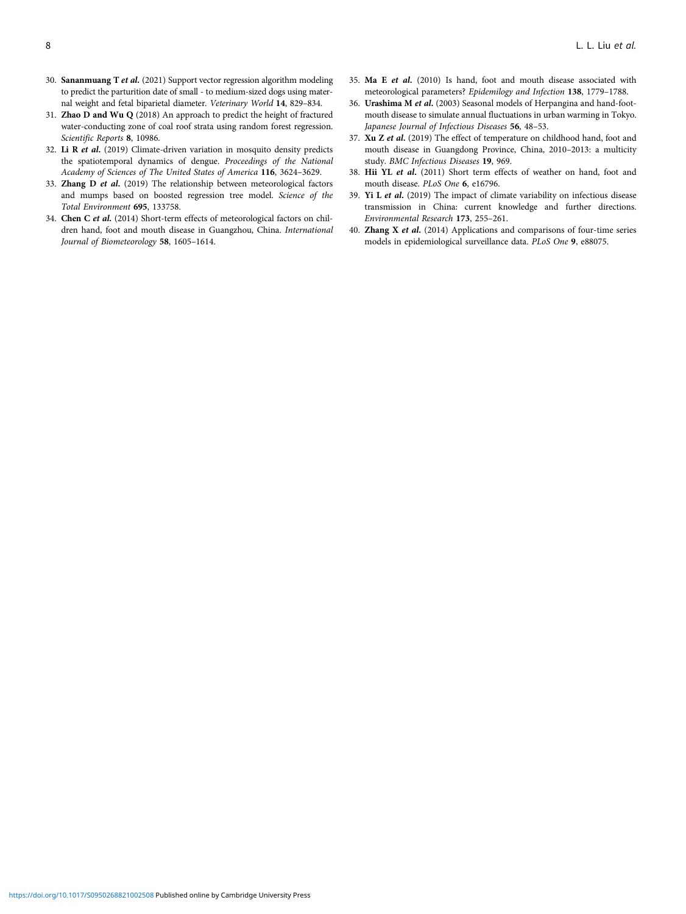30. **Sananmuang T *et al.*** (2021) Support vector regression algorithm modeling to predict the parturition date of small - to medium-sized dogs using maternal weight and fetal biparietal diameter. *Veterinary World* **14**, 829–834.
31. **Zhao D and Wu Q** (2018) An approach to predict the height of fractured water-conducting zone of coal roof strata using random forest regression. *Scientific Reports* **8**, 10986.
32. **Li R *et al.*** (2019) Climate-driven variation in mosquito density predicts the spatiotemporal dynamics of dengue. *Proceedings of the National Academy of Sciences of The United States of America* **116**, 3624–3629.
33. **Zhang D *et al.*** (2019) The relationship between meteorological factors and mumps based on boosted regression tree model. *Science of the Total Environment* **695**, 133758.
34. **Chen C *et al.*** (2014) Short-term effects of meteorological factors on children hand, foot and mouth disease in Guangzhou, China. *International Journal of Biometeorology* **58**, 1605–1614.
35. **Ma E *et al.*** (2010) Is hand, foot and mouth disease associated with meteorological parameters? *Epidemilogy and Infection* **138**, 1779–1788.
36. **Urashima M *et al.*** (2003) Seasonal models of Herpangina and hand-foot-mouth disease to simulate annual fluctuations in urban warming in Tokyo. *Japanese Journal of Infectious Diseases* **56**, 48–53.
37. **Xu Z *et al.*** (2019) The effect of temperature on childhood hand, foot and mouth disease in Guangdong Province, China, 2010–2013: a multicity study. *BMC Infectious Diseases* **19**, 969.
38. **Hii YL *et al.*** (2011) Short term effects of weather on hand, foot and mouth disease. *PLoS One* **6**, e16796.
39. **Yi L *et al.*** (2019) The impact of climate variability on infectious disease transmission in China: current knowledge and further directions. *Environmental Research* **173**, 255–261.
40. **Zhang X *et al.*** (2014) Applications and comparisons of four-time series models in epidemiological surveillance data. *PLoS One* **9**, e88075.